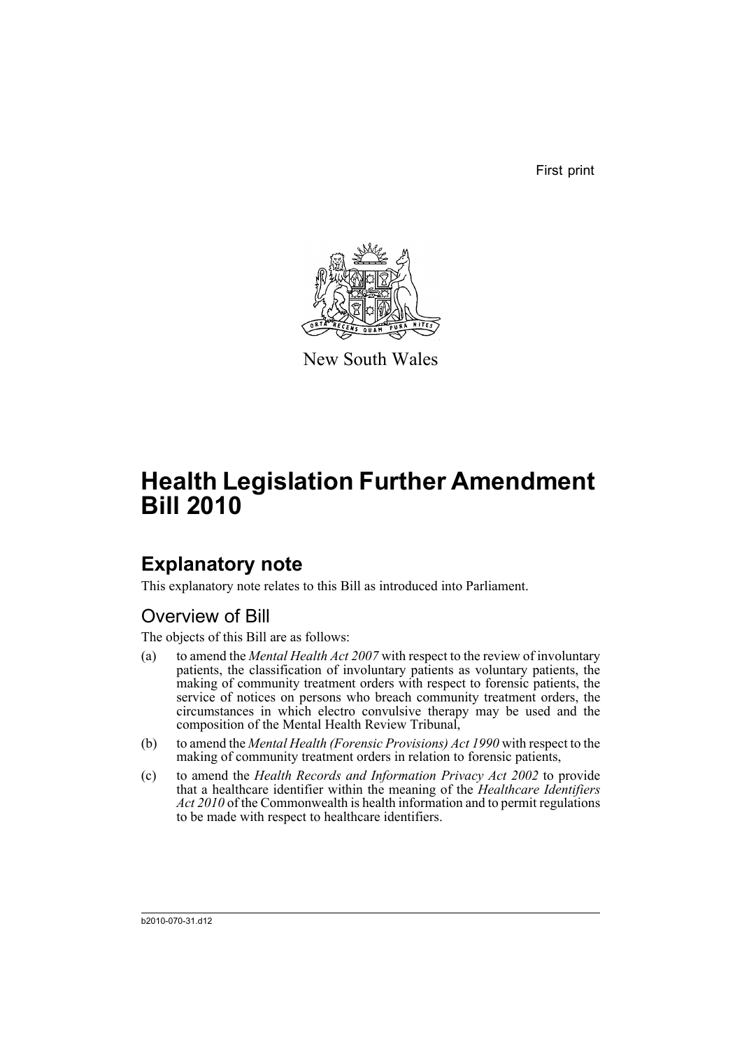First print

New South Wales

# Health Legislation Further Amendment Bill 2010

## Explanatory note

This explanatory note relates to this Bill as introduced into Parliament.

### Overview of Bill

The objects of this Bill are as follows:

(a) to amend the *Mental Health Act 2007* with respect to the review of involuntary patients, the classification of involuntary patients as voluntary patients, the making of community treatment orders with respect to forensic patients, the service of notices on persons who breach community treatment orders, the circumstances in which electro convulsive therapy may be used and the composition of the Mental Health Review Tribunal,

(b) to amend the *Mental Health (Forensic Provisions) Act 1990* with respect to the making of community treatment orders in relation to forensic patients,

(c) to amend the *Health Records and Information Privacy Act 2002* to provide that a healthcare identifier within the meaning of the *Healthcare Identifiers Act 2010* of the Commonwealth is health information and to permit regulations to be made with respect to healthcare identifiers.

b2010-070-31.d12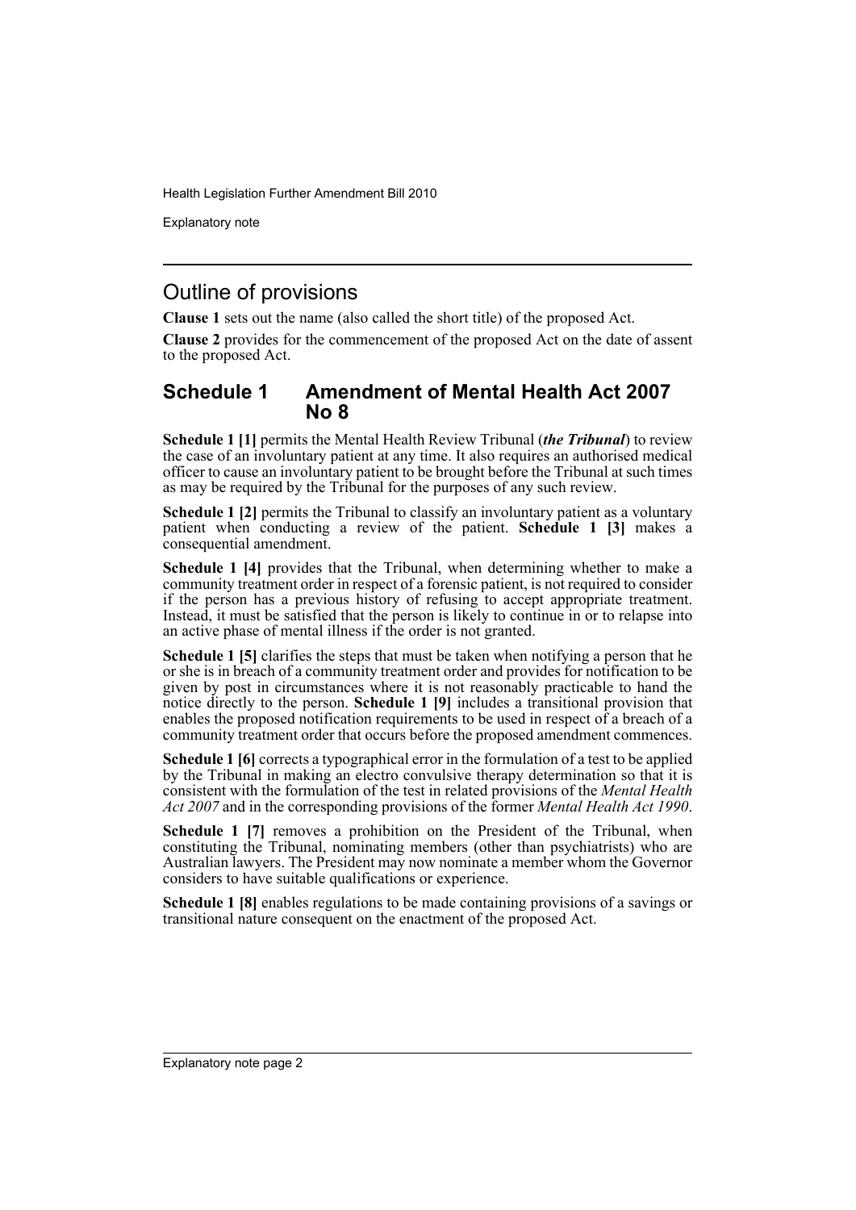## Outline of provisions

**Clause 1** sets out the name (also called the short title) of the proposed Act.

**Clause 2** provides for the commencement of the proposed Act on the date of assent to the proposed Act.

## Schedule 1 Amendment of Mental Health Act 2007 No 8

**Schedule 1 [1]** permits the Mental Health Review Tribunal (***the Tribunal***) to review the case of an involuntary patient at any time. It also requires an authorised medical officer to cause an involuntary patient to be brought before the Tribunal at such times as may be required by the Tribunal for the purposes of any such review.

**Schedule 1 [2]** permits the Tribunal to classify an involuntary patient as a voluntary patient when conducting a review of the patient. **Schedule 1 [3]** makes a consequential amendment.

**Schedule 1 [4]** provides that the Tribunal, when determining whether to make a community treatment order in respect of a forensic patient, is not required to consider if the person has a previous history of refusing to accept appropriate treatment. Instead, it must be satisfied that the person is likely to continue in or to relapse into an active phase of mental illness if the order is not granted.

**Schedule 1 [5]** clarifies the steps that must be taken when notifying a person that he or she is in breach of a community treatment order and provides for notification to be given by post in circumstances where it is not reasonably practicable to hand the notice directly to the person. **Schedule 1 [9]** includes a transitional provision that enables the proposed notification requirements to be used in respect of a breach of a community treatment order that occurs before the proposed amendment commences.

**Schedule 1 [6]** corrects a typographical error in the formulation of a test to be applied by the Tribunal in making an electro convulsive therapy determination so that it is consistent with the formulation of the test in related provisions of the *Mental Health Act 2007* and in the corresponding provisions of the former *Mental Health Act 1990*.

**Schedule 1 [7]** removes a prohibition on the President of the Tribunal, when constituting the Tribunal, nominating members (other than psychiatrists) who are Australian lawyers. The President may now nominate a member whom the Governor considers to have suitable qualifications or experience.

**Schedule 1 [8]** enables regulations to be made containing provisions of a savings or transitional nature consequent on the enactment of the proposed Act.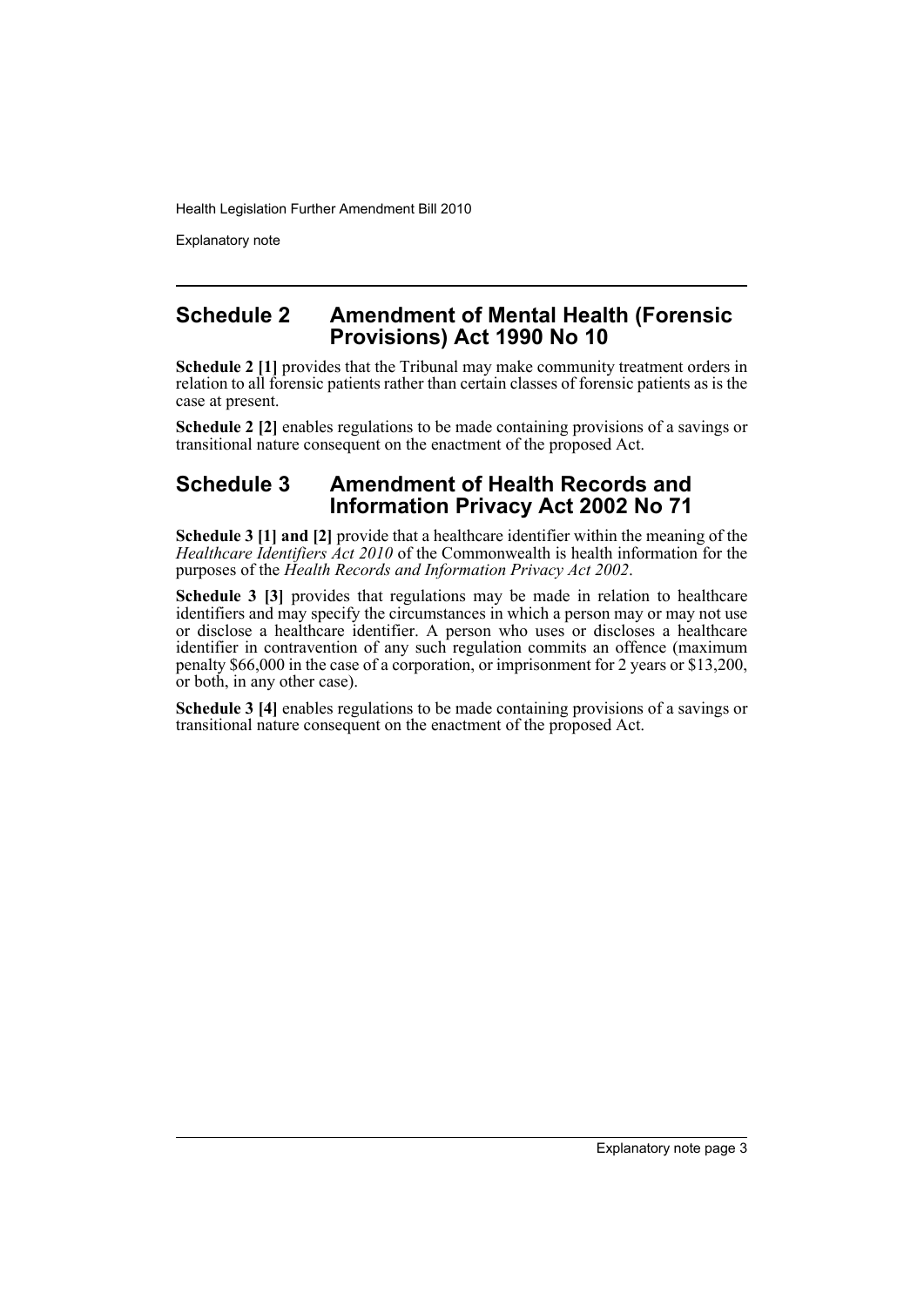## Schedule 2 Amendment of Mental Health (Forensic Provisions) Act 1990 No 10

**Schedule 2 [1]** provides that the Tribunal may make community treatment orders in relation to all forensic patients rather than certain classes of forensic patients as is the case at present.

**Schedule 2 [2]** enables regulations to be made containing provisions of a savings or transitional nature consequent on the enactment of the proposed Act.

## Schedule 3 Amendment of Health Records and Information Privacy Act 2002 No 71

**Schedule 3 [1] and [2]** provide that a healthcare identifier within the meaning of the *Healthcare Identifiers Act 2010* of the Commonwealth is health information for the purposes of the *Health Records and Information Privacy Act 2002*.

**Schedule 3 [3]** provides that regulations may be made in relation to healthcare identifiers and may specify the circumstances in which a person may or may not use or disclose a healthcare identifier. A person who uses or discloses a healthcare identifier in contravention of any such regulation commits an offence (maximum penalty $66,000 in the case of a corporation, or imprisonment for 2 years or $13,200, or both, in any other case).

**Schedule 3 [4]** enables regulations to be made containing provisions of a savings or transitional nature consequent on the enactment of the proposed Act.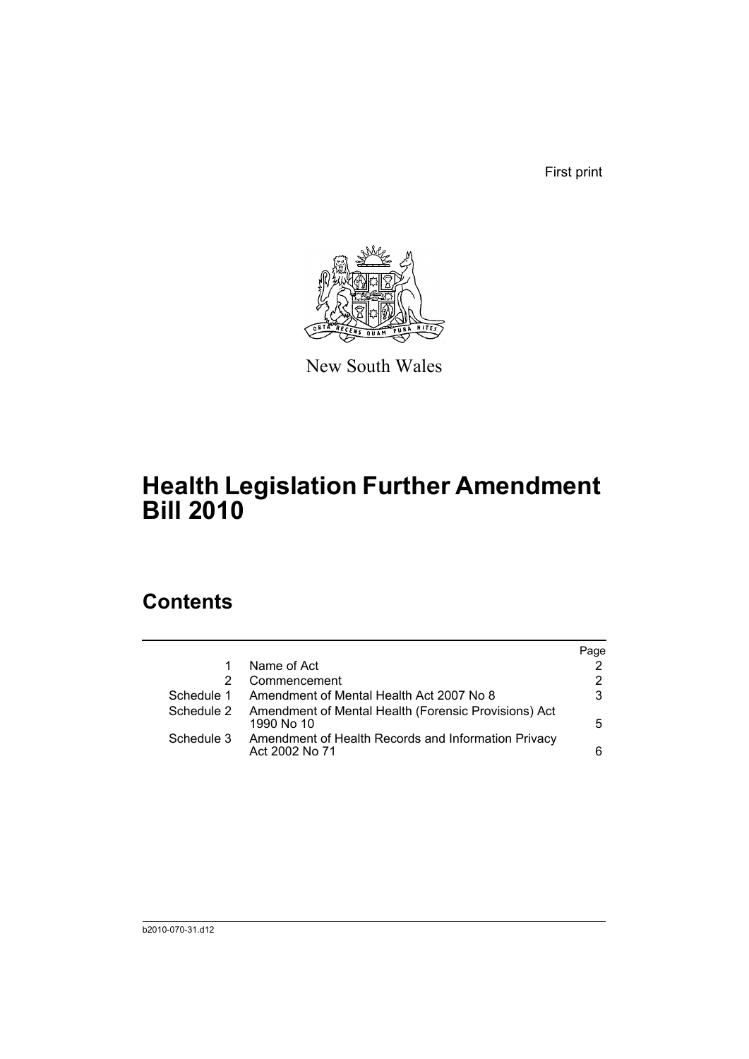First print

New South Wales

# Health Legislation Further Amendment Bill 2010

## Contents

| | | Page |
|---|---|---|
| 1 | Name of Act | 2 |
| 2 | Commencement | 2 |
| Schedule 1 | Amendment of Mental Health Act 2007 No 8 | 3 |
| Schedule 2 | Amendment of Mental Health (Forensic Provisions) Act 1990 No 10 | 5 |
| Schedule 3 | Amendment of Health Records and Information Privacy Act 2002 No 71 | 6 |

b2010-070-31.d12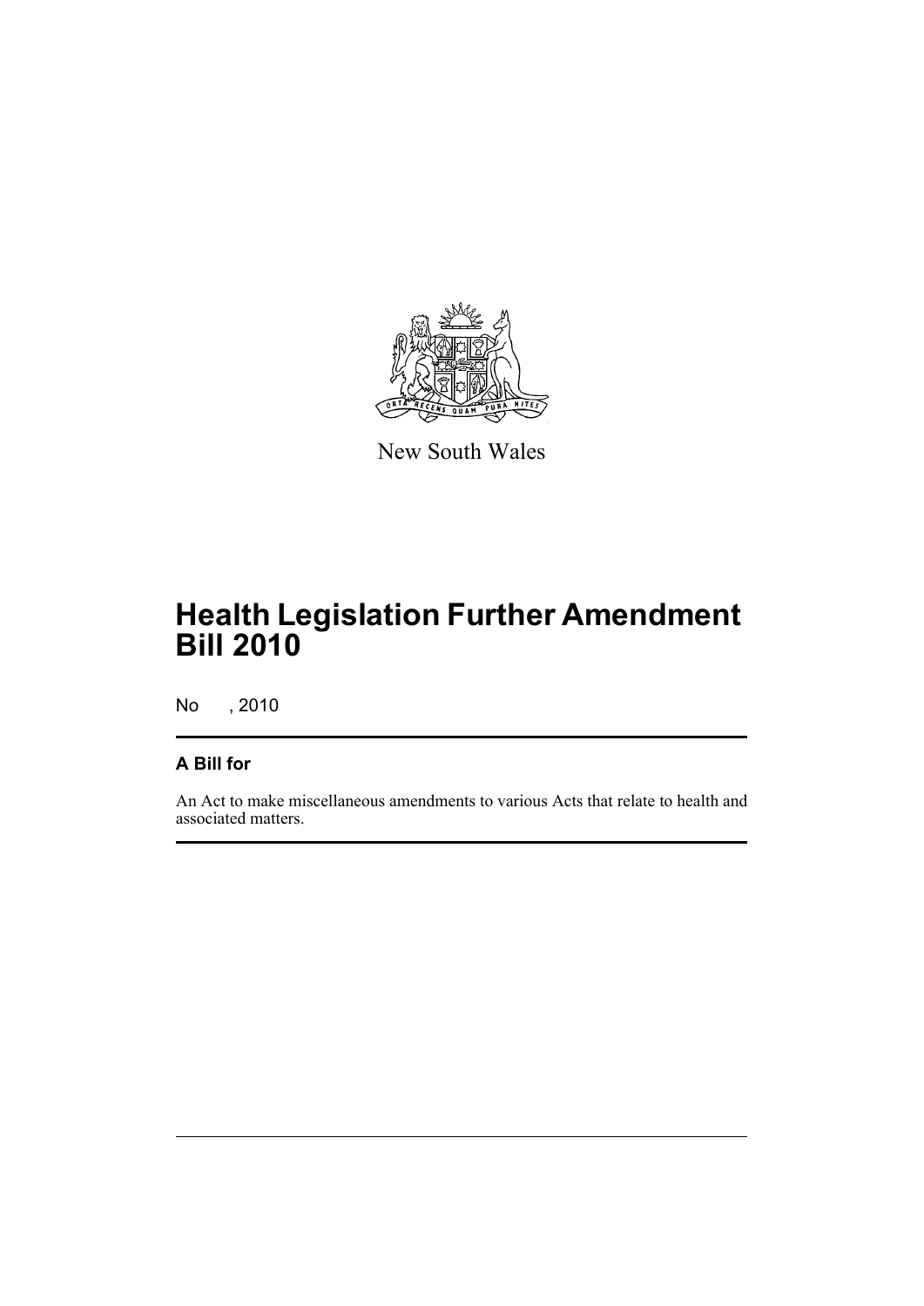New South Wales

# Health Legislation Further Amendment Bill 2010

No , 2010

## A Bill for

An Act to make miscellaneous amendments to various Acts that relate to health and associated matters.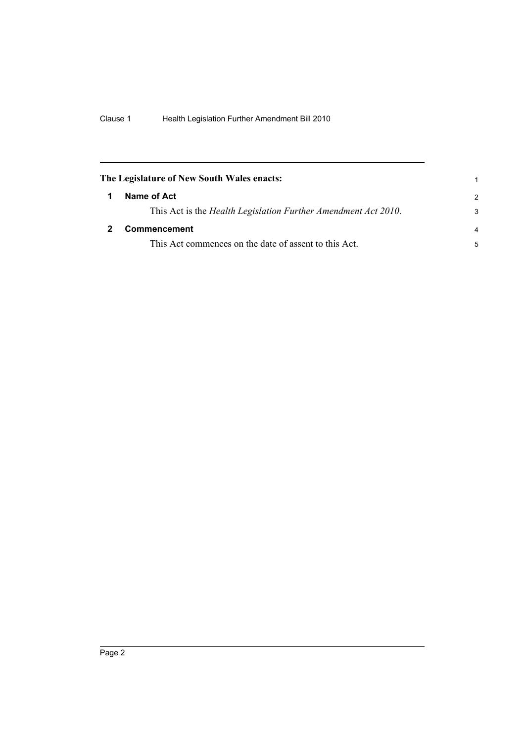**The Legislature of New South Wales enacts:**

## 1 Name of Act

This Act is the *Health Legislation Further Amendment Act 2010*.

## 2 Commencement

This Act commences on the date of assent to this Act.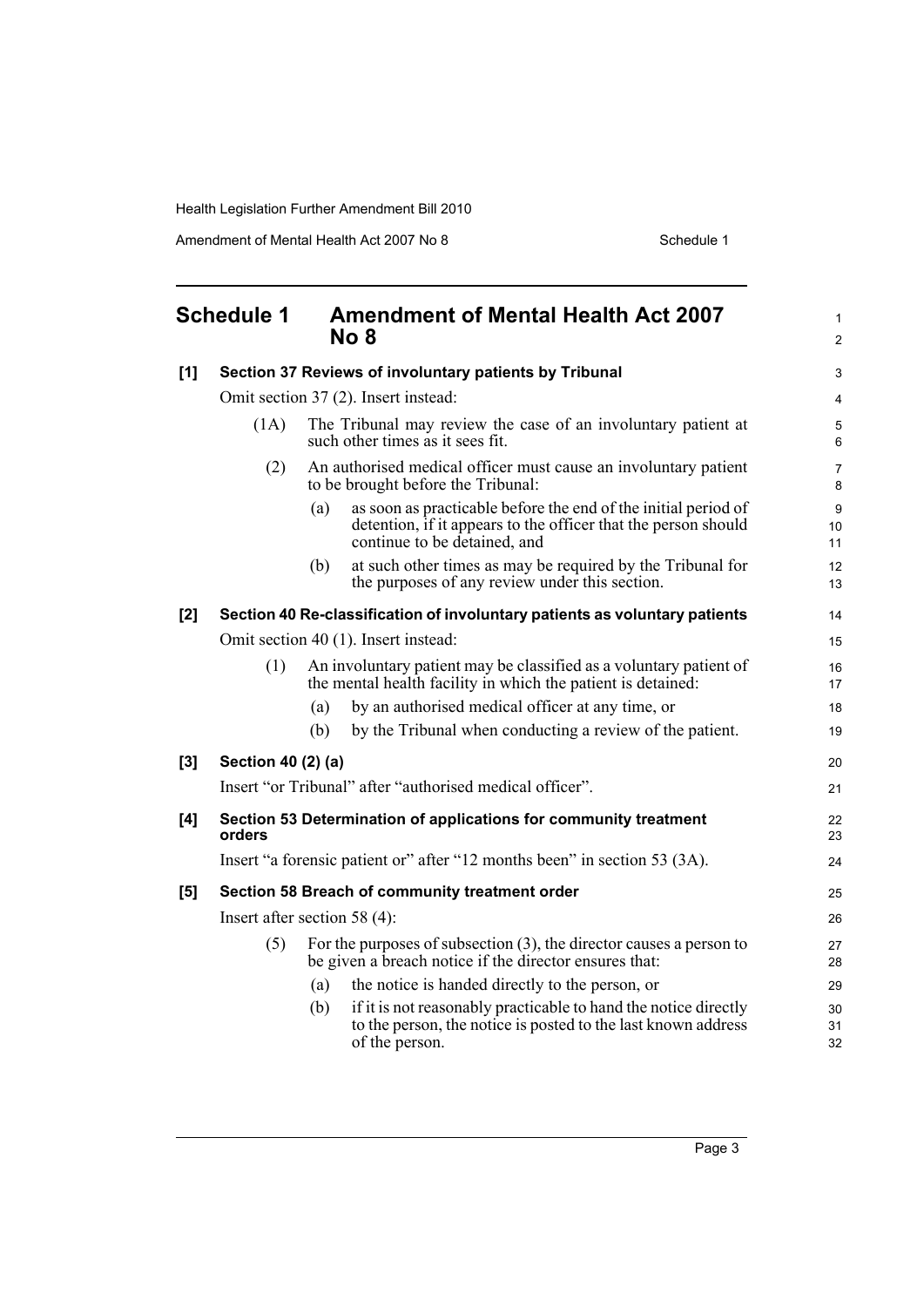# Schedule 1 Amendment of Mental Health Act 2007 No 8

**[1] Section 37 Reviews of involuntary patients by Tribunal**

Omit section 37 (2). Insert instead:

(1A) The Tribunal may review the case of an involuntary patient at such other times as it sees fit.

(2) An authorised medical officer must cause an involuntary patient to be brought before the Tribunal:

(a) as soon as practicable before the end of the initial period of detention, if it appears to the officer that the person should continue to be detained, and

(b) at such other times as may be required by the Tribunal for the purposes of any review under this section.

**[2] Section 40 Re-classification of involuntary patients as voluntary patients**

Omit section 40 (1). Insert instead:

(1) An involuntary patient may be classified as a voluntary patient of the mental health facility in which the patient is detained:

(a) by an authorised medical officer at any time, or

(b) by the Tribunal when conducting a review of the patient.

**[3] Section 40 (2) (a)**

Insert "or Tribunal" after "authorised medical officer".

**[4] Section 53 Determination of applications for community treatment orders**

Insert "a forensic patient or" after "12 months been" in section 53 (3A).

**[5] Section 58 Breach of community treatment order**

Insert after section 58 (4):

(5) For the purposes of subsection (3), the director causes a person to be given a breach notice if the director ensures that:

(a) the notice is handed directly to the person, or

(b) if it is not reasonably practicable to hand the notice directly to the person, the notice is posted to the last known address of the person.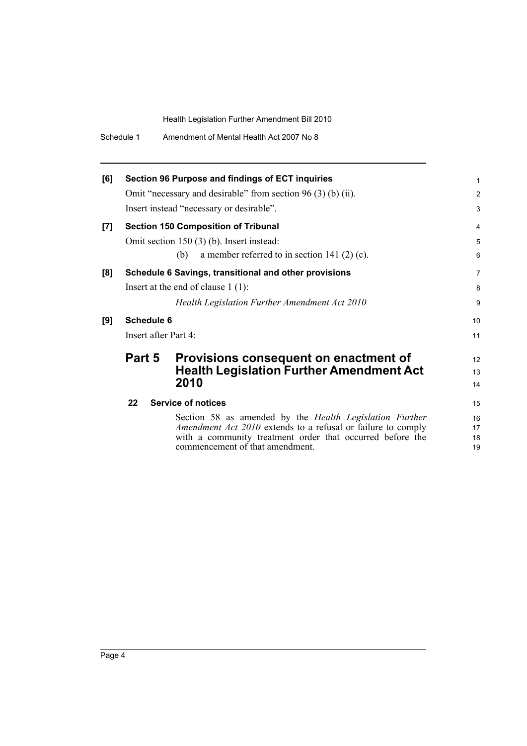**[6] Section 96 Purpose and findings of ECT inquiries**

Omit "necessary and desirable" from section 96 (3) (b) (ii).

Insert instead "necessary or desirable".

**[7] Section 150 Composition of Tribunal**

Omit section 150 (3) (b). Insert instead:

(b) a member referred to in section 141 (2) (c).

**[8] Schedule 6 Savings, transitional and other provisions**

Insert at the end of clause 1 (1):

*Health Legislation Further Amendment Act 2010*

**[9] Schedule 6**

Insert after Part 4:

## Part 5 Provisions consequent on enactment of Health Legislation Further Amendment Act 2010

### 22 Service of notices

Section 58 as amended by the *Health Legislation Further Amendment Act 2010* extends to a refusal or failure to comply with a community treatment order that occurred before the commencement of that amendment.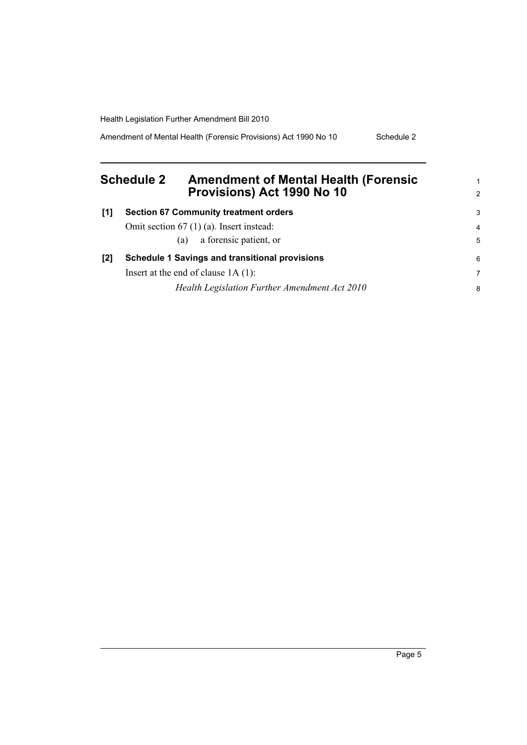# Schedule 2 Amendment of Mental Health (Forensic Provisions) Act 1990 No 10

**[1] Section 67 Community treatment orders**

Omit section 67 (1) (a). Insert instead:

(a) a forensic patient, or

**[2] Schedule 1 Savings and transitional provisions**

Insert at the end of clause 1A (1):

*Health Legislation Further Amendment Act 2010*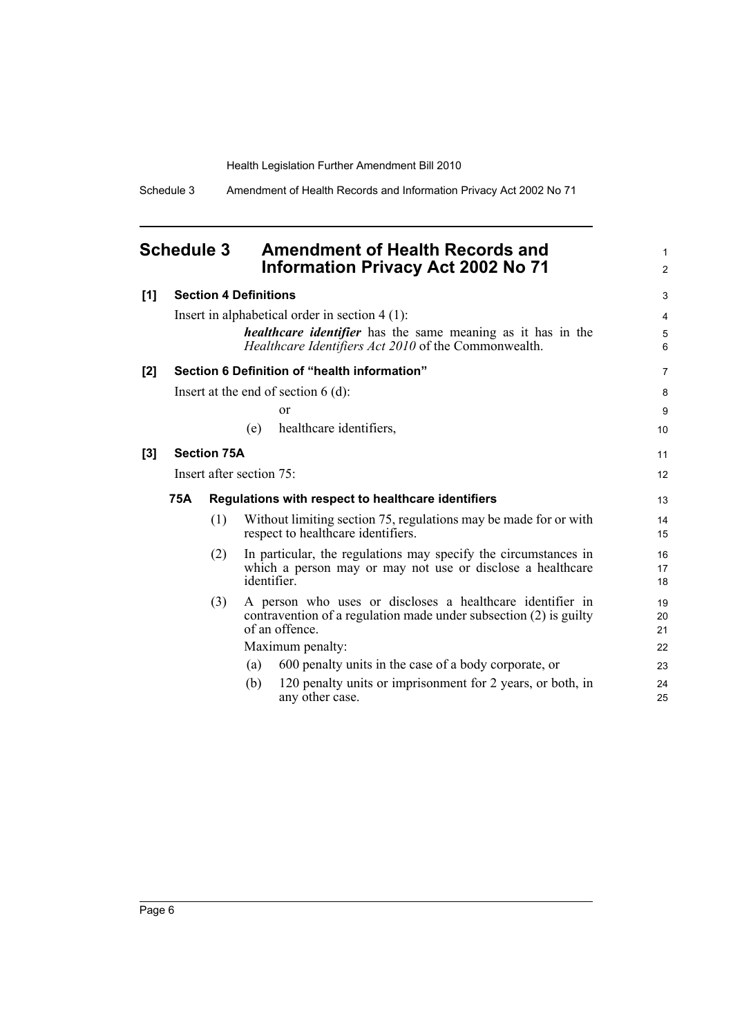# Schedule 3 Amendment of Health Records and Information Privacy Act 2002 No 71

**[1] Section 4 Definitions**

Insert in alphabetical order in section 4 (1):

> ***healthcare identifier*** has the same meaning as it has in the *Healthcare Identifiers Act 2010* of the Commonwealth.

**[2] Section 6 Definition of "health information"**

Insert at the end of section 6 (d):

> or
>
> (e) healthcare identifiers,

**[3] Section 75A**

Insert after section 75:

**75A Regulations with respect to healthcare identifiers**

(1) Without limiting section 75, regulations may be made for or with respect to healthcare identifiers.

(2) In particular, the regulations may specify the circumstances in which a person may or may not use or disclose a healthcare identifier.

(3) A person who uses or discloses a healthcare identifier in contravention of a regulation made under subsection (2) is guilty of an offence.

Maximum penalty:

(a) 600 penalty units in the case of a body corporate, or

(b) 120 penalty units or imprisonment for 2 years, or both, in any other case.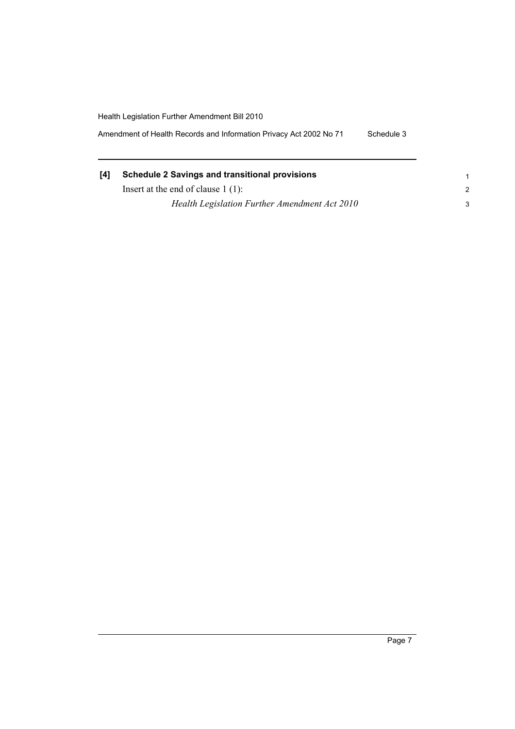**[4] Schedule 2 Savings and transitional provisions**

Insert at the end of clause 1 (1):

*Health Legislation Further Amendment Act 2010*